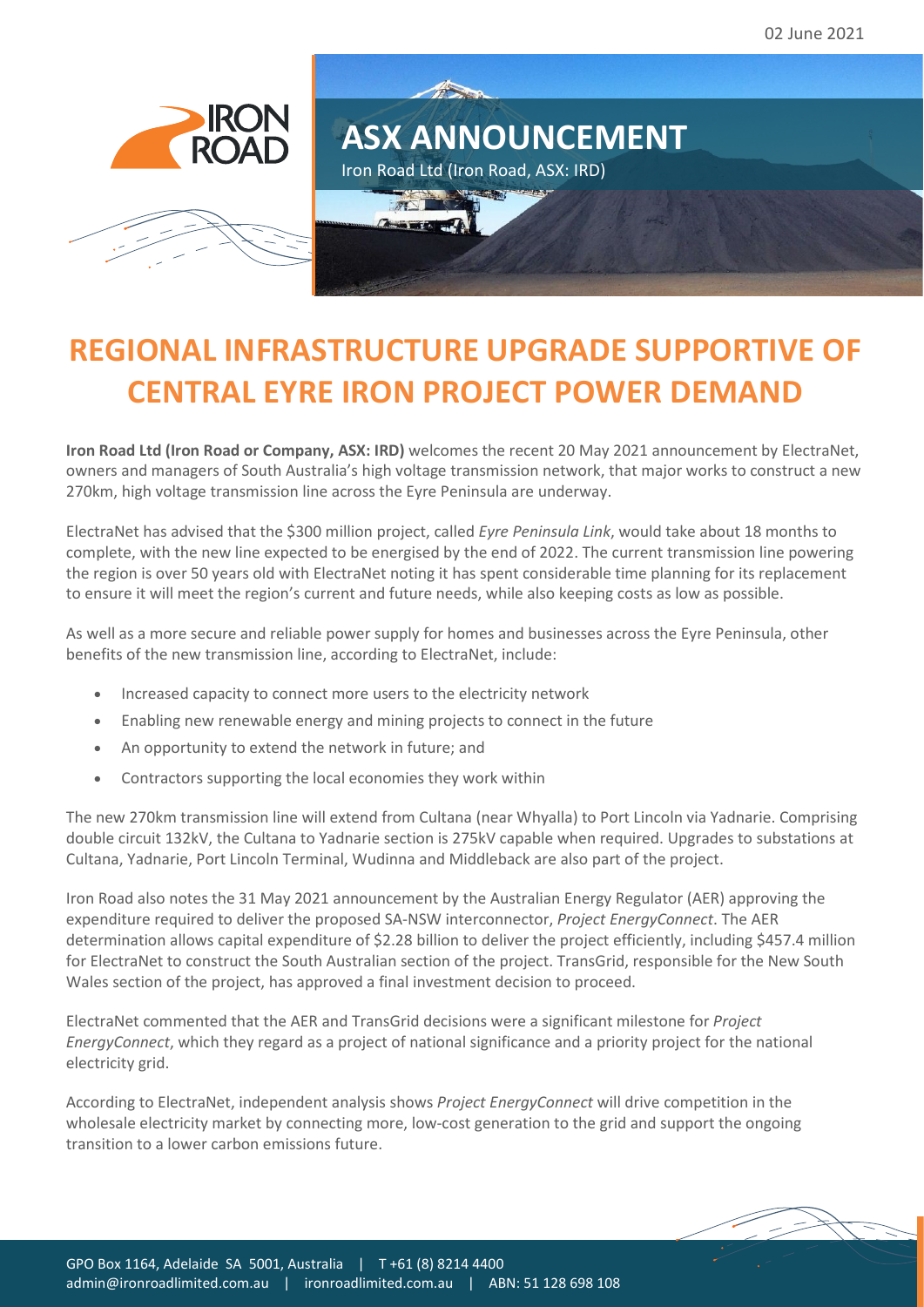02 June 2021

# ASX ANNOUNCEMENT

Iron Road Ltd (Iron Road, ASX: IRD)

# REGIONAL INFRASTRUCTURE UPGRADE SUPPORTIVE OF CENTRAL EYRE IRON PROJECT POWER DEMAND

**Iron Road Ltd (Iron Road or Company, ASX: IRD)** welcomes the recent 20 May 2021 announcement by ElectraNet, owners and managers of South Australia's high voltage transmission network, that major works to construct a new 270km, high voltage transmission line across the Eyre Peninsula are underway.

ElectraNet has advised that the $300 million project, called *Eyre Peninsula Link*, would take about 18 months to complete, with the new line expected to be energised by the end of 2022. The current transmission line powering the region is over 50 years old with ElectraNet noting it has spent considerable time planning for its replacement to ensure it will meet the region's current and future needs, while also keeping costs as low as possible.

As well as a more secure and reliable power supply for homes and businesses across the Eyre Peninsula, other benefits of the new transmission line, according to ElectraNet, include:

- Increased capacity to connect more users to the electricity network
- Enabling new renewable energy and mining projects to connect in the future
- An opportunity to extend the network in future; and
- Contractors supporting the local economies they work within

The new 270km transmission line will extend from Cultana (near Whyalla) to Port Lincoln via Yadnarie. Comprising double circuit 132kV, the Cultana to Yadnarie section is 275kV capable when required. Upgrades to substations at Cultana, Yadnarie, Port Lincoln Terminal, Wudinna and Middleback are also part of the project.

Iron Road also notes the 31 May 2021 announcement by the Australian Energy Regulator (AER) approving the expenditure required to deliver the proposed SA-NSW interconnector, *Project EnergyConnect*. The AER determination allows capital expenditure of $2.28 billion to deliver the project efficiently, including $457.4 million for ElectraNet to construct the South Australian section of the project. TransGrid, responsible for the New South Wales section of the project, has approved a final investment decision to proceed.

ElectraNet commented that the AER and TransGrid decisions were a significant milestone for *Project EnergyConnect*, which they regard as a project of national significance and a priority project for the national electricity grid.

According to ElectraNet, independent analysis shows *Project EnergyConnect* will drive competition in the wholesale electricity market by connecting more, low-cost generation to the grid and support the ongoing transition to a lower carbon emissions future.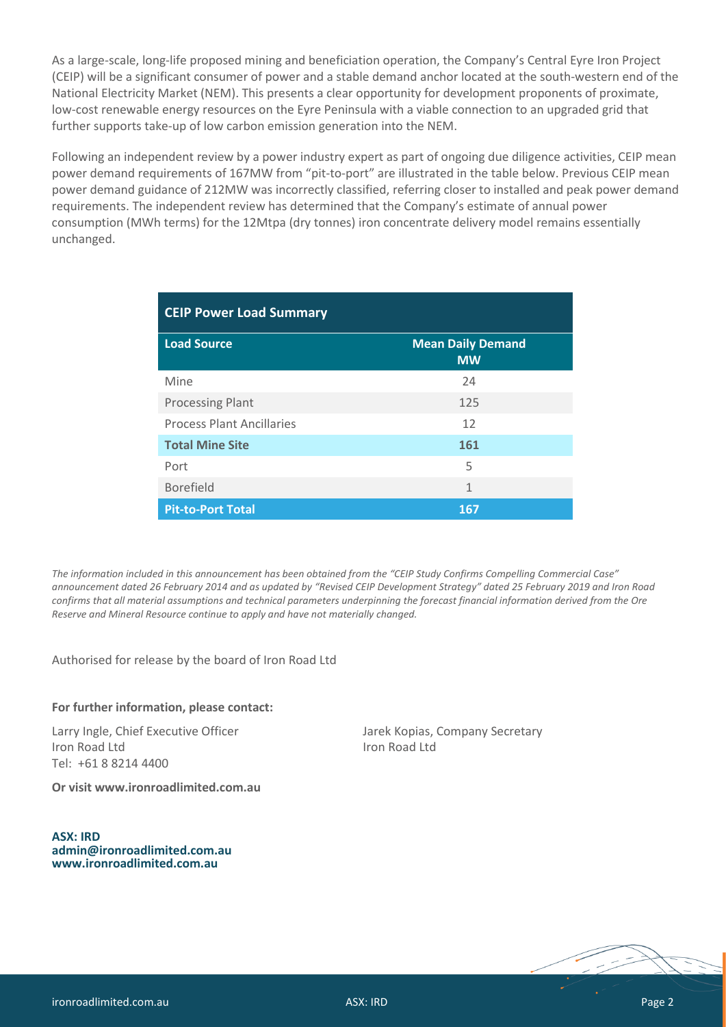As a large-scale, long-life proposed mining and beneficiation operation, the Company's Central Eyre Iron Project (CEIP) will be a significant consumer of power and a stable demand anchor located at the south-western end of the National Electricity Market (NEM). This presents a clear opportunity for development proponents of proximate, low-cost renewable energy resources on the Eyre Peninsula with a viable connection to an upgraded grid that further supports take-up of low carbon emission generation into the NEM.

Following an independent review by a power industry expert as part of ongoing due diligence activities, CEIP mean power demand requirements of 167MW from "pit-to-port" are illustrated in the table below. Previous CEIP mean power demand guidance of 212MW was incorrectly classified, referring closer to installed and peak power demand requirements. The independent review has determined that the Company's estimate of annual power consumption (MWh terms) for the 12Mtpa (dry tonnes) iron concentrate delivery model remains essentially unchanged.

| CEIP Power Load Summary | |
|---|---|
| **Load Source** | **Mean Daily Demand MW** |
| Mine | 24 |
| Processing Plant | 125 |
| Process Plant Ancillaries | 12 |
| **Total Mine Site** | **161** |
| Port | 5 |
| Borefield | 1 |
| **Pit-to-Port Total** | **167** |

*The information included in this announcement has been obtained from the "CEIP Study Confirms Compelling Commercial Case" announcement dated 26 February 2014 and as updated by "Revised CEIP Development Strategy" dated 25 February 2019 and Iron Road confirms that all material assumptions and technical parameters underpinning the forecast financial information derived from the Ore Reserve and Mineral Resource continue to apply and have not materially changed.*

Authorised for release by the board of Iron Road Ltd

**For further information, please contact:**

Larry Ingle, Chief Executive Officer
Iron Road Ltd
Tel: +61 8 8214 4400

Jarek Kopias, Company Secretary
Iron Road Ltd

**Or visit www.ironroadlimited.com.au**

**ASX: IRD**
**admin@ironroadlimited.com.au**
**www.ironroadlimited.com.au**